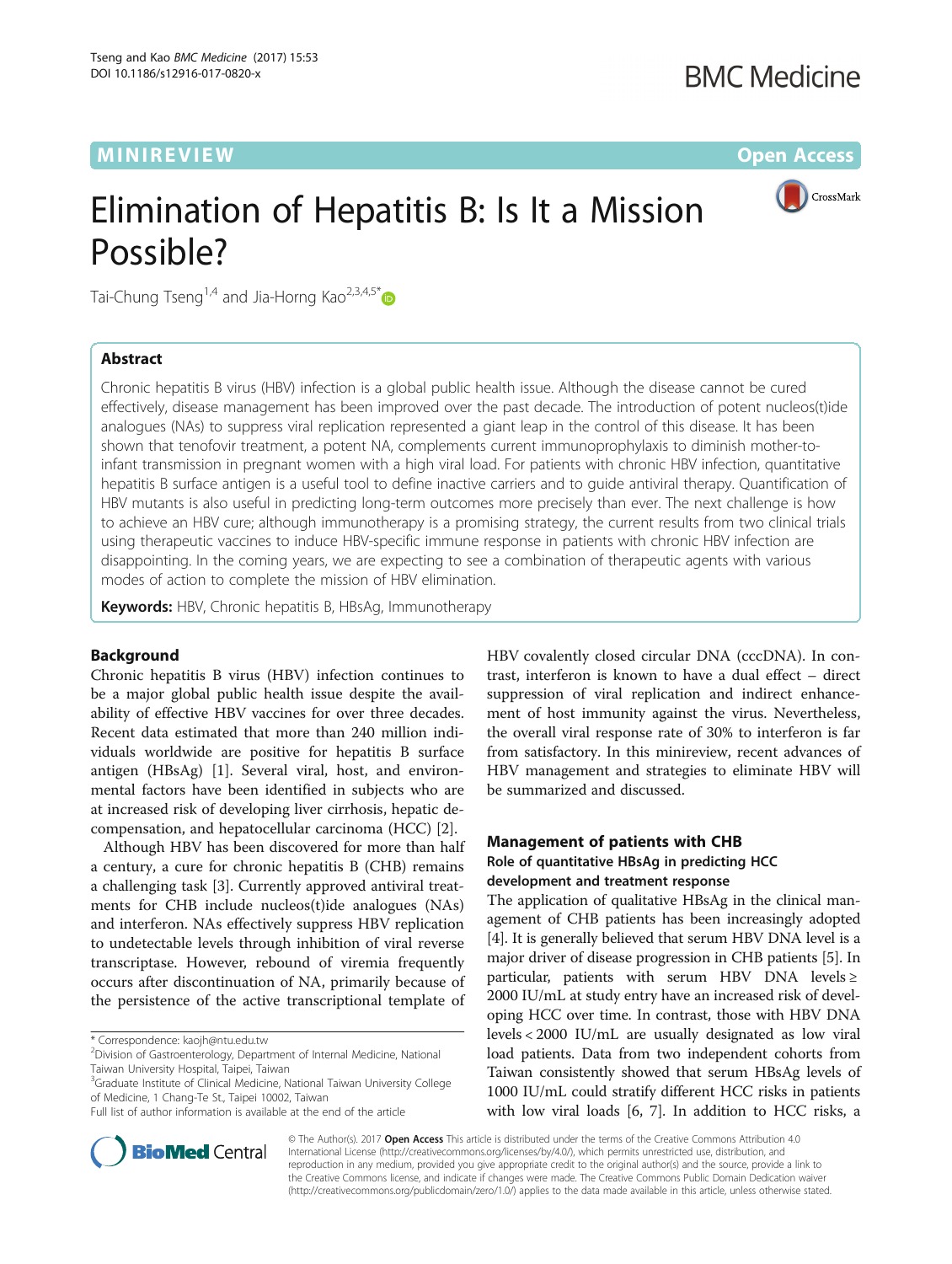MINIREVIEW

Open Access

# Elimination of Hepatitis B: Is It a Mission Possible?

Tai-Chung Tseng[1,4] and Jia-Horng Kao[2,3,4,5*]

## Abstract

Chronic hepatitis B virus (HBV) infection is a global public health issue. Although the disease cannot be cured effectively, disease management has been improved over the past decade. The introduction of potent nucleos(t)ide analogues (NAs) to suppress viral replication represented a giant leap in the control of this disease. It has been shown that tenofovir treatment, a potent NA, complements current immunoprophylaxis to diminish mother-to-infant transmission in pregnant women with a high viral load. For patients with chronic HBV infection, quantitative hepatitis B surface antigen is a useful tool to define inactive carriers and to guide antiviral therapy. Quantification of HBV mutants is also useful in predicting long-term outcomes more precisely than ever. The next challenge is how to achieve an HBV cure; although immunotherapy is a promising strategy, the current results from two clinical trials using therapeutic vaccines to induce HBV-specific immune response in patients with chronic HBV infection are disappointing. In the coming years, we are expecting to see a combination of therapeutic agents with various modes of action to complete the mission of HBV elimination.

**Keywords:** HBV, Chronic hepatitis B, HBsAg, Immunotherapy

## Background

Chronic hepatitis B virus (HBV) infection continues to be a major global public health issue despite the availability of effective HBV vaccines for over three decades. Recent data estimated that more than 240 million individuals worldwide are positive for hepatitis B surface antigen (HBsAg) [1]. Several viral, host, and environmental factors have been identified in subjects who are at increased risk of developing liver cirrhosis, hepatic decompensation, and hepatocellular carcinoma (HCC) [2].

Although HBV has been discovered for more than half a century, a cure for chronic hepatitis B (CHB) remains a challenging task [3]. Currently approved antiviral treatments for CHB include nucleos(t)ide analogues (NAs) and interferon. NAs effectively suppress HBV replication to undetectable levels through inhibition of viral reverse transcriptase. However, rebound of viremia frequently occurs after discontinuation of NA, primarily because of the persistence of the active transcriptional template of HBV covalently closed circular DNA (cccDNA). In contrast, interferon is known to have a dual effect – direct suppression of viral replication and indirect enhancement of host immunity against the virus. Nevertheless, the overall viral response rate of 30% to interferon is far from satisfactory. In this minireview, recent advances of HBV management and strategies to eliminate HBV will be summarized and discussed.

## Management of patients with CHB

### Role of quantitative HBsAg in predicting HCC development and treatment response

The application of qualitative HBsAg in the clinical management of CHB patients has been increasingly adopted [4]. It is generally believed that serum HBV DNA level is a major driver of disease progression in CHB patients [5]. In particular, patients with serum HBV DNA levels ≥ 2000 IU/mL at study entry have an increased risk of developing HCC over time. In contrast, those with HBV DNA levels < 2000 IU/mL are usually designated as low viral load patients. Data from two independent cohorts from Taiwan consistently showed that serum HBsAg levels of 1000 IU/mL could stratify different HCC risks in patients with low viral loads [6, 7]. In addition to HCC risks, a

\* Correspondence: kaojh@ntu.edu.tw
[2]Division of Gastroenterology, Department of Internal Medicine, National Taiwan University Hospital, Taipei, Taiwan
[3]Graduate Institute of Clinical Medicine, National Taiwan University College of Medicine, 1 Chang-Te St., Taipei 10002, Taiwan
Full list of author information is available at the end of the article

© The Author(s). 2017 **Open Access** This article is distributed under the terms of the Creative Commons Attribution 4.0 International License (http://creativecommons.org/licenses/by/4.0/), which permits unrestricted use, distribution, and reproduction in any medium, provided you give appropriate credit to the original author(s) and the source, provide a link to the Creative Commons license, and indicate if changes were made. The Creative Commons Public Domain Dedication waiver (http://creativecommons.org/publicdomain/zero/1.0/) applies to the data made available in this article, unless otherwise stated.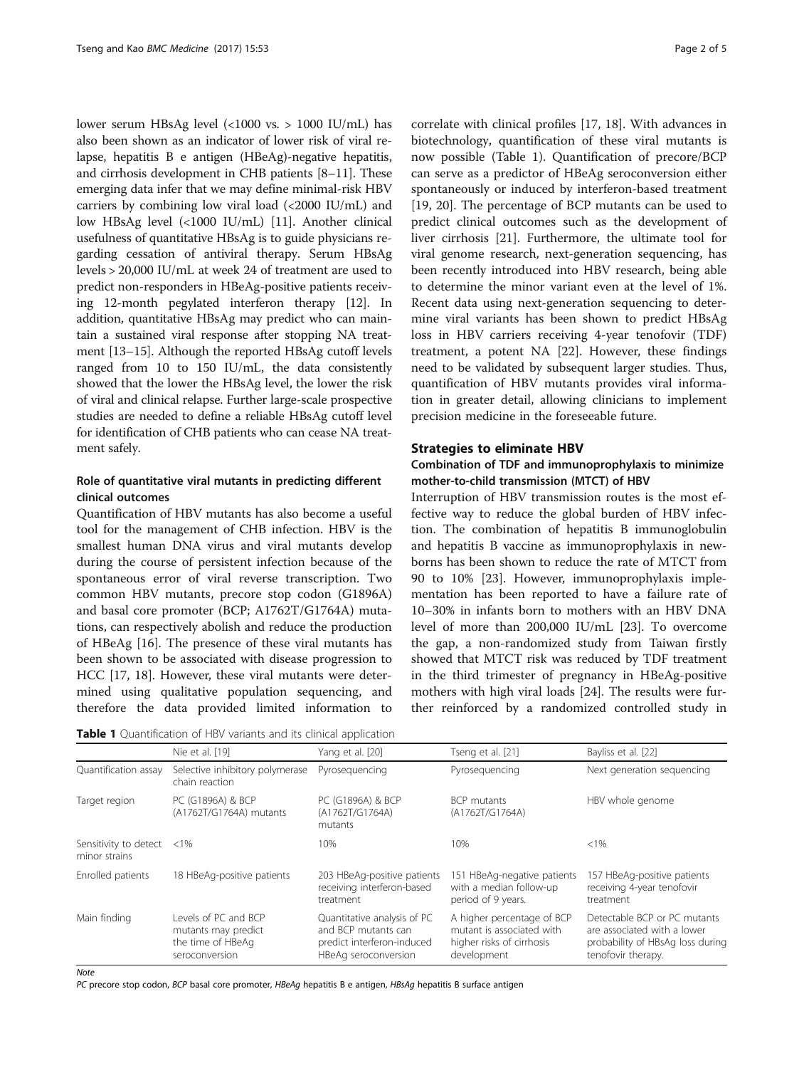lower serum HBsAg level (<1000 vs. > 1000 IU/mL) has also been shown as an indicator of lower risk of viral relapse, hepatitis B e antigen (HBeAg)-negative hepatitis, and cirrhosis development in CHB patients [8–11]. These emerging data infer that we may define minimal-risk HBV carriers by combining low viral load (<2000 IU/mL) and low HBsAg level (<1000 IU/mL) [11]. Another clinical usefulness of quantitative HBsAg is to guide physicians regarding cessation of antiviral therapy. Serum HBsAg levels > 20,000 IU/mL at week 24 of treatment are used to predict non-responders in HBeAg-positive patients receiving 12-month pegylated interferon therapy [12]. In addition, quantitative HBsAg may predict who can maintain a sustained viral response after stopping NA treatment [13–15]. Although the reported HBsAg cutoff levels ranged from 10 to 150 IU/mL, the data consistently showed that the lower the HBsAg level, the lower the risk of viral and clinical relapse. Further large-scale prospective studies are needed to define a reliable HBsAg cutoff level for identification of CHB patients who can cease NA treatment safely.

### Role of quantitative viral mutants in predicting different clinical outcomes

Quantification of HBV mutants has also become a useful tool for the management of CHB infection. HBV is the smallest human DNA virus and viral mutants develop during the course of persistent infection because of the spontaneous error of viral reverse transcription. Two common HBV mutants, precore stop codon (G1896A) and basal core promoter (BCP; A1762T/G1764A) mutations, can respectively abolish and reduce the production of HBeAg [16]. The presence of these viral mutants has been shown to be associated with disease progression to HCC [17, 18]. However, these viral mutants were determined using qualitative population sequencing, and therefore the data provided limited information to correlate with clinical profiles [17, 18]. With advances in biotechnology, quantification of these viral mutants is now possible (Table 1). Quantification of precore/BCP can serve as a predictor of HBeAg seroconversion either spontaneously or induced by interferon-based treatment [19, 20]. The percentage of BCP mutants can be used to predict clinical outcomes such as the development of liver cirrhosis [21]. Furthermore, the ultimate tool for viral genome research, next-generation sequencing, has been recently introduced into HBV research, being able to determine the minor variant even at the level of 1%. Recent data using next-generation sequencing to determine viral variants has been shown to predict HBsAg loss in HBV carriers receiving 4-year tenofovir (TDF) treatment, a potent NA [22]. However, these findings need to be validated by subsequent larger studies. Thus, quantification of HBV mutants provides viral information in greater detail, allowing clinicians to implement precision medicine in the foreseeable future.

## Strategies to eliminate HBV

### Combination of TDF and immunoprophylaxis to minimize mother-to-child transmission (MTCT) of HBV

Interruption of HBV transmission routes is the most effective way to reduce the global burden of HBV infection. The combination of hepatitis B immunoglobulin and hepatitis B vaccine as immunoprophylaxis in newborns has been shown to reduce the rate of MTCT from 90 to 10% [23]. However, immunoprophylaxis implementation has been reported to have a failure rate of 10–30% in infants born to mothers with an HBV DNA level of more than 200,000 IU/mL [23]. To overcome the gap, a non-randomized study from Taiwan firstly showed that MTCT risk was reduced by TDF treatment in the third trimester of pregnancy in HBeAg-positive mothers with high viral loads [24]. The results were further reinforced by a randomized controlled study in

**Table 1** Quantification of HBV variants and its clinical application

| | Nie et al. [19] | Yang et al. [20] | Tseng et al. [21] | Bayliss et al. [22] |
|---|---|---|---|---|
| Quantification assay | Selective inhibitory polymerase chain reaction | Pyrosequencing | Pyrosequencing | Next generation sequencing |
| Target region | PC (G1896A) & BCP (A1762T/G1764A) mutants | PC (G1896A) & BCP (A1762T/G1764A) mutants | BCP mutants (A1762T/G1764A) | HBV whole genome |
| Sensitivity to detect minor strains | <1% | 10% | 10% | <1% |
| Enrolled patients | 18 HBeAg-positive patients | 203 HBeAg-positive patients receiving interferon-based treatment | 151 HBeAg-negative patients with a median follow-up period of 9 years. | 157 HBeAg-positive patients receiving 4-year tenofovir treatment |
| Main finding | Levels of PC and BCP mutants may predict the time of HBeAg seroconversion | Quantitative analysis of PC and BCP mutants can predict interferon-induced HBeAg seroconversion | A higher percentage of BCP mutant is associated with higher risks of cirrhosis development | Detectable BCP or PC mutants are associated with a lower probability of HBsAg loss during tenofovir therapy. |

*Note*

*PC* precore stop codon, *BCP* basal core promoter, *HBeAg* hepatitis B e antigen, *HBsAg* hepatitis B surface antigen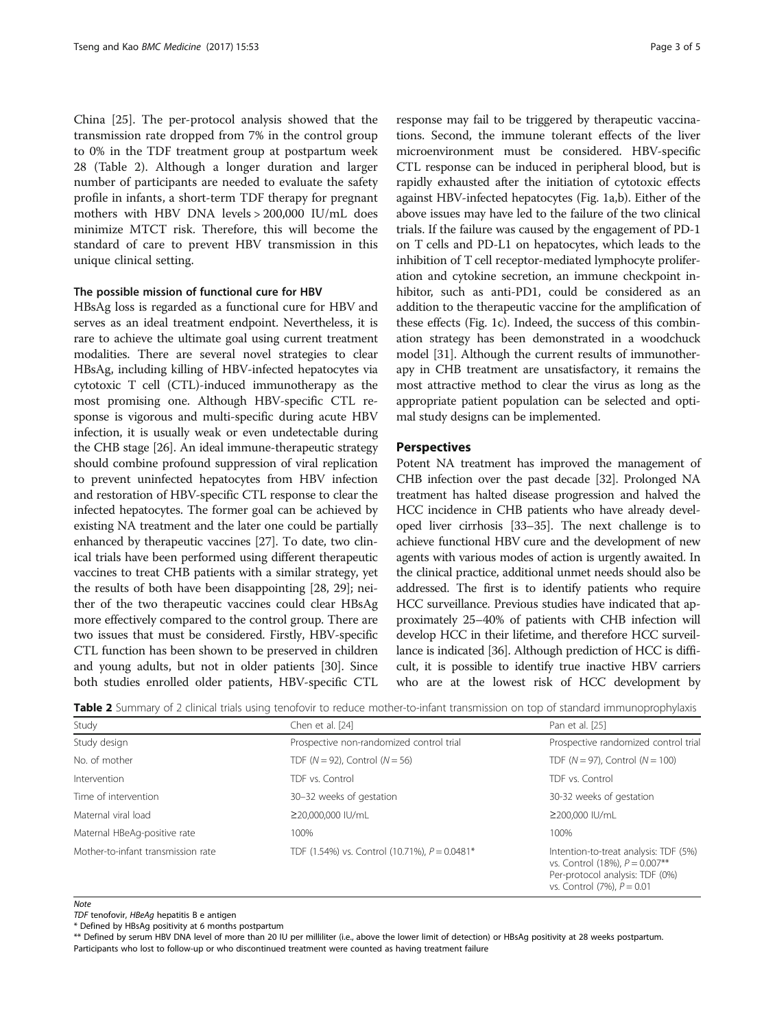China [25]. The per-protocol analysis showed that the transmission rate dropped from 7% in the control group to 0% in the TDF treatment group at postpartum week 28 (Table 2). Although a longer duration and larger number of participants are needed to evaluate the safety profile in infants, a short-term TDF therapy for pregnant mothers with HBV DNA levels > 200,000 IU/mL does minimize MTCT risk. Therefore, this will become the standard of care to prevent HBV transmission in this unique clinical setting.

### The possible mission of functional cure for HBV

HBsAg loss is regarded as a functional cure for HBV and serves as an ideal treatment endpoint. Nevertheless, it is rare to achieve the ultimate goal using current treatment modalities. There are several novel strategies to clear HBsAg, including killing of HBV-infected hepatocytes via cytotoxic T cell (CTL)-induced immunotherapy as the most promising one. Although HBV-specific CTL response is vigorous and multi-specific during acute HBV infection, it is usually weak or even undetectable during the CHB stage [26]. An ideal immune-therapeutic strategy should combine profound suppression of viral replication to prevent uninfected hepatocytes from HBV infection and restoration of HBV-specific CTL response to clear the infected hepatocytes. The former goal can be achieved by existing NA treatment and the later one could be partially enhanced by therapeutic vaccines [27]. To date, two clinical trials have been performed using different therapeutic vaccines to treat CHB patients with a similar strategy, yet the results of both have been disappointing [28, 29]; neither of the two therapeutic vaccines could clear HBsAg more effectively compared to the control group. There are two issues that must be considered. Firstly, HBV-specific CTL function has been shown to be preserved in children and young adults, but not in older patients [30]. Since both studies enrolled older patients, HBV-specific CTL response may fail to be triggered by therapeutic vaccinations. Second, the immune tolerant effects of the liver microenvironment must be considered. HBV-specific CTL response can be induced in peripheral blood, but is rapidly exhausted after the initiation of cytotoxic effects against HBV-infected hepatocytes (Fig. 1a,b). Either of the above issues may have led to the failure of the two clinical trials. If the failure was caused by the engagement of PD-1 on T cells and PD-L1 on hepatocytes, which leads to the inhibition of T cell receptor-mediated lymphocyte proliferation and cytokine secretion, an immune checkpoint inhibitor, such as anti-PD1, could be considered as an addition to the therapeutic vaccine for the amplification of these effects (Fig. 1c). Indeed, the success of this combination strategy has been demonstrated in a woodchuck model [31]. Although the current results of immunotherapy in CHB treatment are unsatisfactory, it remains the most attractive method to clear the virus as long as the appropriate patient population can be selected and optimal study designs can be implemented.

## Perspectives

Potent NA treatment has improved the management of CHB infection over the past decade [32]. Prolonged NA treatment has halted disease progression and halved the HCC incidence in CHB patients who have already developed liver cirrhosis [33–35]. The next challenge is to achieve functional HBV cure and the development of new agents with various modes of action is urgently awaited. In the clinical practice, additional unmet needs should also be addressed. The first is to identify patients who require HCC surveillance. Previous studies have indicated that approximately 25–40% of patients with CHB infection will develop HCC in their lifetime, and therefore HCC surveillance is indicated [36]. Although prediction of HCC is difficult, it is possible to identify true inactive HBV carriers who are at the lowest risk of HCC development by

**Table 2** Summary of 2 clinical trials using tenofovir to reduce mother-to-infant transmission on top of standard immunoprophylaxis

| Study | Chen et al. [24] | Pan et al. [25] |
|---|---|---|
| Study design | Prospective non-randomized control trial | Prospective randomized control trial |
| No. of mother | TDF ($N = 92$), Control ($N = 56$) | TDF ($N = 97$), Control ($N = 100$) |
| Intervention | TDF vs. Control | TDF vs. Control |
| Time of intervention | 30–32 weeks of gestation | 30-32 weeks of gestation |
| Maternal viral load | ≥20,000,000 IU/mL | ≥200,000 IU/mL |
| Maternal HBeAg-positive rate | 100% | 100% |
| Mother-to-infant transmission rate | TDF (1.54%) vs. Control (10.71%), $P = 0.0481$* | Intention-to-treat analysis: TDF (5%) vs. Control (18%), $P = 0.007$** Per-protocol analysis: TDF (0%) vs. Control (7%), $P = 0.01$ |

*Note*
*TDF* tenofovir, *HBeAg* hepatitis B e antigen
* Defined by HBsAg positivity at 6 months postpartum
** Defined by serum HBV DNA level of more than 20 IU per milliliter (i.e., above the lower limit of detection) or HBsAg positivity at 28 weeks postpartum.
Participants who lost to follow-up or who discontinued treatment were counted as having treatment failure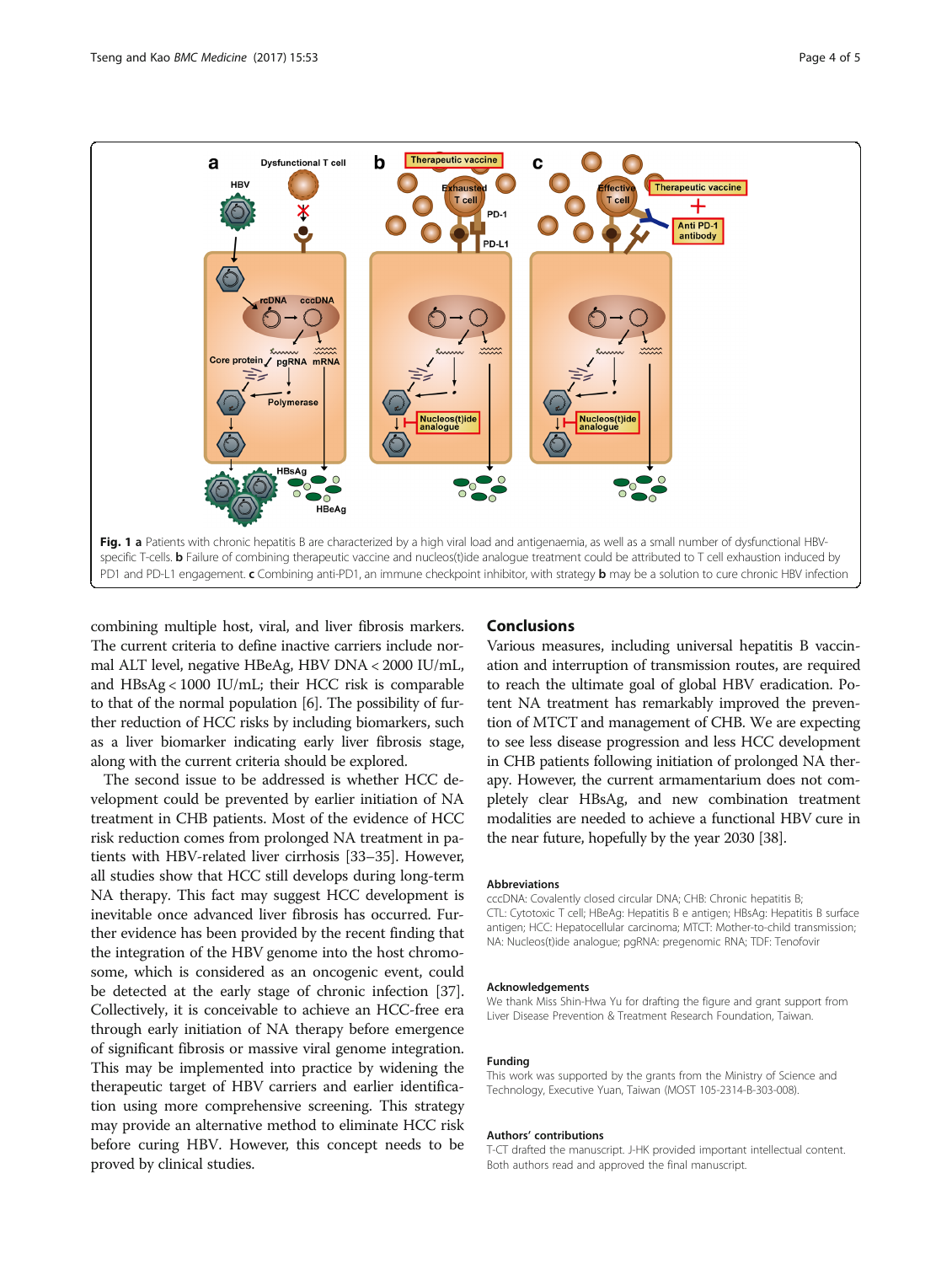**Fig. 1 a** Patients with chronic hepatitis B are characterized by a high viral load and antigenaemia, as well as a small number of dysfunctional HBV-specific T-cells. **b** Failure of combining therapeutic vaccine and nucleos(t)ide analogue treatment could be attributed to T cell exhaustion induced by PD1 and PD-L1 engagement. **c** Combining anti-PD1, an immune checkpoint inhibitor, with strategy **b** may be a solution to cure chronic HBV infection

combining multiple host, viral, and liver fibrosis markers. The current criteria to define inactive carriers include normal ALT level, negative HBeAg, HBV DNA < 2000 IU/mL, and HBsAg < 1000 IU/mL; their HCC risk is comparable to that of the normal population [6]. The possibility of further reduction of HCC risks by including biomarkers, such as a liver biomarker indicating early liver fibrosis stage, along with the current criteria should be explored.

The second issue to be addressed is whether HCC development could be prevented by earlier initiation of NA treatment in CHB patients. Most of the evidence of HCC risk reduction comes from prolonged NA treatment in patients with HBV-related liver cirrhosis [33–35]. However, all studies show that HCC still develops during long-term NA therapy. This fact may suggest HCC development is inevitable once advanced liver fibrosis has occurred. Further evidence has been provided by the recent finding that the integration of the HBV genome into the host chromosome, which is considered as an oncogenic event, could be detected at the early stage of chronic infection [37]. Collectively, it is conceivable to achieve an HCC-free era through early initiation of NA therapy before emergence of significant fibrosis or massive viral genome integration. This may be implemented into practice by widening the therapeutic target of HBV carriers and earlier identification using more comprehensive screening. This strategy may provide an alternative method to eliminate HCC risk before curing HBV. However, this concept needs to be proved by clinical studies.

## Conclusions

Various measures, including universal hepatitis B vaccination and interruption of transmission routes, are required to reach the ultimate goal of global HBV eradication. Potent NA treatment has remarkably improved the prevention of MTCT and management of CHB. We are expecting to see less disease progression and less HCC development in CHB patients following initiation of prolonged NA therapy. However, the current armamentarium does not completely clear HBsAg, and new combination treatment modalities are needed to achieve a functional HBV cure in the near future, hopefully by the year 2030 [38].

### Abbreviations

cccDNA: Covalently closed circular DNA; CHB: Chronic hepatitis B; CTL: Cytotoxic T cell; HBeAg: Hepatitis B e antigen; HBsAg: Hepatitis B surface antigen; HCC: Hepatocellular carcinoma; MTCT: Mother-to-child transmission; NA: Nucleos(t)ide analogue; pgRNA: pregenomic RNA; TDF: Tenofovir

### Acknowledgements

We thank Miss Shin-Hwa Yu for drafting the figure and grant support from Liver Disease Prevention & Treatment Research Foundation, Taiwan.

### Funding

This work was supported by the grants from the Ministry of Science and Technology, Executive Yuan, Taiwan (MOST 105-2314-B-303-008).

### Authors' contributions

T-CT drafted the manuscript. J-HK provided important intellectual content. Both authors read and approved the final manuscript.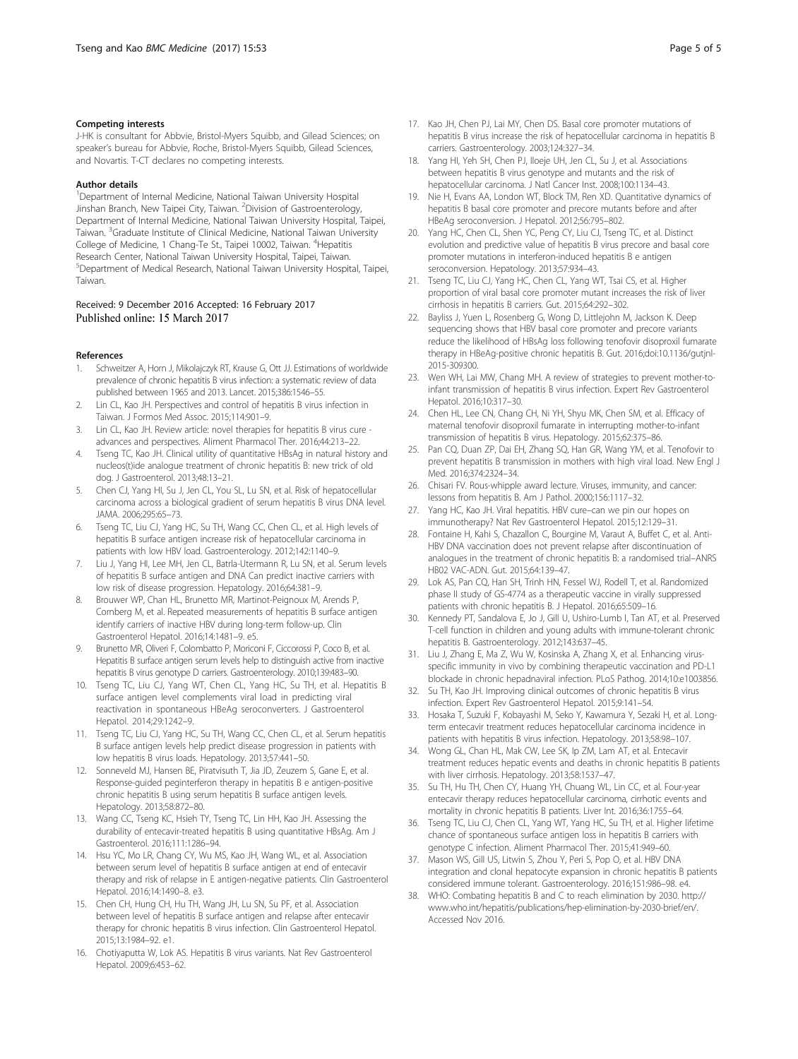## Competing interests

J-HK is consultant for Abbvie, Bristol-Myers Squibb, and Gilead Sciences; on speaker's bureau for Abbvie, Roche, Bristol-Myers Squibb, Gilead Sciences, and Novartis. T-CT declares no competing interests.

## Author details

[1]Department of Internal Medicine, National Taiwan University Hospital Jinshan Branch, New Taipei City, Taiwan. [2]Division of Gastroenterology, Department of Internal Medicine, National Taiwan University Hospital, Taipei, Taiwan. [3]Graduate Institute of Clinical Medicine, National Taiwan University College of Medicine, 1 Chang-Te St., Taipei 10002, Taiwan. [4]Hepatitis Research Center, National Taiwan University Hospital, Taipei, Taiwan. [5]Department of Medical Research, National Taiwan University Hospital, Taipei, Taiwan.

Received: 9 December 2016 Accepted: 16 February 2017
Published online: 15 March 2017

## References

1. Schweitzer A, Horn J, Mikolajczyk RT, Krause G, Ott JJ. Estimations of worldwide prevalence of chronic hepatitis B virus infection: a systematic review of data published between 1965 and 2013. Lancet. 2015;386:1546–55.
2. Lin CL, Kao JH. Perspectives and control of hepatitis B virus infection in Taiwan. J Formos Med Assoc. 2015;114:901–9.
3. Lin CL, Kao JH. Review article: novel therapies for hepatitis B virus cure - advances and perspectives. Aliment Pharmacol Ther. 2016;44:213–22.
4. Tseng TC, Kao JH. Clinical utility of quantitative HBsAg in natural history and nucleos(t)ide analogue treatment of chronic hepatitis B: new trick of old dog. J Gastroenterol. 2013;48:13–21.
5. Chen CJ, Yang HI, Su J, Jen CL, You SL, Lu SN, et al. Risk of hepatocellular carcinoma across a biological gradient of serum hepatitis B virus DNA level. JAMA. 2006;295:65–73.
6. Tseng TC, Liu CJ, Yang HC, Su TH, Wang CC, Chen CL, et al. High levels of hepatitis B surface antigen increase risk of hepatocellular carcinoma in patients with low HBV load. Gastroenterology. 2012;142:1140–9.
7. Liu J, Yang HI, Lee MH, Jen CL, Batrla-Utermann R, Lu SN, et al. Serum levels of hepatitis B surface antigen and DNA Can predict inactive carriers with low risk of disease progression. Hepatology. 2016;64:381–9.
8. Brouwer WP, Chan HL, Brunetto MR, Martinot-Peignoux M, Arends P, Cornberg M, et al. Repeated measurements of hepatitis B surface antigen identify carriers of inactive HBV during long-term follow-up. Clin Gastroenterol Hepatol. 2016;14:1481–9. e5.
9. Brunetto MR, Oliveri F, Colombatto P, Moriconi F, Ciccorossi P, Coco B, et al. Hepatitis B surface antigen serum levels help to distinguish active from inactive hepatitis B virus genotype D carriers. Gastroenterology. 2010;139:483–90.
10. Tseng TC, Liu CJ, Yang WT, Chen CL, Yang HC, Su TH, et al. Hepatitis B surface antigen level complements viral load in predicting viral reactivation in spontaneous HBeAg seroconverters. J Gastroenterol Hepatol. 2014;29:1242–9.
11. Tseng TC, Liu CJ, Yang HC, Su TH, Wang CC, Chen CL, et al. Serum hepatitis B surface antigen levels help predict disease progression in patients with low hepatitis B virus loads. Hepatology. 2013;57:441–50.
12. Sonneveld MJ, Hansen BE, Piratvisuth T, Jia JD, Zeuzem S, Gane E, et al. Response-guided peginterferon therapy in hepatitis B e antigen-positive chronic hepatitis B using serum hepatitis B surface antigen levels. Hepatology. 2013;58:872–80.
13. Wang CC, Tseng KC, Hsieh TY, Tseng TC, Lin HH, Kao JH. Assessing the durability of entecavir-treated hepatitis B using quantitative HBsAg. Am J Gastroenterol. 2016;111:1286–94.
14. Hsu YC, Mo LR, Chang CY, Wu MS, Kao JH, Wang WL, et al. Association between serum level of hepatitis B surface antigen at end of entecavir therapy and risk of relapse in E antigen-negative patients. Clin Gastroenterol Hepatol. 2016;14:1490–8. e3.
15. Chen CH, Hung CH, Hu TH, Wang JH, Lu SN, Su PF, et al. Association between level of hepatitis B surface antigen and relapse after entecavir therapy for chronic hepatitis B virus infection. Clin Gastroenterol Hepatol. 2015;13:1984–92. e1.
16. Chotiyaputta W, Lok AS. Hepatitis B virus variants. Nat Rev Gastroenterol Hepatol. 2009;6:453–62.
17. Kao JH, Chen PJ, Lai MY, Chen DS. Basal core promoter mutations of hepatitis B virus increase the risk of hepatocellular carcinoma in hepatitis B carriers. Gastroenterology. 2003;124:327–34.
18. Yang HI, Yeh SH, Chen PJ, Iloeje UH, Jen CL, Su J, et al. Associations between hepatitis B virus genotype and mutants and the risk of hepatocellular carcinoma. J Natl Cancer Inst. 2008;100:1134–43.
19. Nie H, Evans AA, London WT, Block TM, Ren XD. Quantitative dynamics of hepatitis B basal core promoter and precore mutants before and after HBeAg seroconversion. J Hepatol. 2012;56:795–802.
20. Yang HC, Chen CL, Shen YC, Peng CY, Liu CJ, Tseng TC, et al. Distinct evolution and predictive value of hepatitis B virus precore and basal core promoter mutations in interferon-induced hepatitis B e antigen seroconversion. Hepatology. 2013;57:934–43.
21. Tseng TC, Liu CJ, Yang HC, Chen CL, Yang WT, Tsai CS, et al. Higher proportion of viral basal core promoter mutant increases the risk of liver cirrhosis in hepatitis B carriers. Gut. 2015;64:292–302.
22. Bayliss J, Yuen L, Rosenberg G, Wong D, Littlejohn M, Jackson K. Deep sequencing shows that HBV basal core promoter and precore variants reduce the likelihood of HBsAg loss following tenofovir disoproxil fumarate therapy in HBeAg-positive chronic hepatitis B. Gut. 2016;doi:10.1136/gutjnl-2015-309300.
23. Wen WH, Lai MW, Chang MH. A review of strategies to prevent mother-to-infant transmission of hepatitis B virus infection. Expert Rev Gastroenterol Hepatol. 2016;10:317–30.
24. Chen HL, Lee CN, Chang CH, Ni YH, Shyu MK, Chen SM, et al. Efficacy of maternal tenofovir disoproxil fumarate in interrupting mother-to-infant transmission of hepatitis B virus. Hepatology. 2015;62:375–86.
25. Pan CQ, Duan ZP, Dai EH, Zhang SQ, Han GR, Wang YM, et al. Tenofovir to prevent hepatitis B transmission in mothers with high viral load. New Engl J Med. 2016;374:2324–34.
26. Chisari FV. Rous-whipple award lecture. Viruses, immunity, and cancer: lessons from hepatitis B. Am J Pathol. 2000;156:1117–32.
27. Yang HC, Kao JH. Viral hepatitis. HBV cure–can we pin our hopes on immunotherapy? Nat Rev Gastroenterol Hepatol. 2015;12:129–31.
28. Fontaine H, Kahi S, Chazallon C, Bourgine M, Varaut A, Buffet C, et al. Anti-HBV DNA vaccination does not prevent relapse after discontinuation of analogues in the treatment of chronic hepatitis B: a randomised trial–ANRS HB02 VAC-ADN. Gut. 2015;64:139–47.
29. Lok AS, Pan CQ, Han SH, Trinh HN, Fessel WJ, Rodell T, et al. Randomized phase II study of GS-4774 as a therapeutic vaccine in virally suppressed patients with chronic hepatitis B. J Hepatol. 2016;65:509–16.
30. Kennedy PT, Sandalova E, Jo J, Gill U, Ushiro-Lumb I, Tan AT, et al. Preserved T-cell function in children and young adults with immune-tolerant chronic hepatitis B. Gastroenterology. 2012;143:637–45.
31. Liu J, Zhang E, Ma Z, Wu W, Kosinska A, Zhang X, et al. Enhancing virus-specific immunity in vivo by combining therapeutic vaccination and PD-L1 blockade in chronic hepadnaviral infection. PLoS Pathog. 2014;10:e1003856.
32. Su TH, Kao JH. Improving clinical outcomes of chronic hepatitis B virus infection. Expert Rev Gastroenterol Hepatol. 2015;9:141–54.
33. Hosaka T, Suzuki F, Kobayashi M, Seko Y, Kawamura Y, Sezaki H, et al. Long-term entecavir treatment reduces hepatocellular carcinoma incidence in patients with hepatitis B virus infection. Hepatology. 2013;58:98–107.
34. Wong GL, Chan HL, Mak CW, Lee SK, Ip ZM, Lam AT, et al. Entecavir treatment reduces hepatic events and deaths in chronic hepatitis B patients with liver cirrhosis. Hepatology. 2013;58:1537–47.
35. Su TH, Hu TH, Chen CY, Huang YH, Chuang WL, Lin CC, et al. Four-year entecavir therapy reduces hepatocellular carcinoma, cirrhotic events and mortality in chronic hepatitis B patients. Liver Int. 2016;36:1755–64.
36. Tseng TC, Liu CJ, Chen CL, Yang WT, Yang HC, Su TH, et al. Higher lifetime chance of spontaneous surface antigen loss in hepatitis B carriers with genotype C infection. Aliment Pharmacol Ther. 2015;41:949–60.
37. Mason WS, Gill US, Litwin S, Zhou Y, Peri S, Pop O, et al. HBV DNA integration and clonal hepatocyte expansion in chronic hepatitis B patients considered immune tolerant. Gastroenterology. 2016;151:986–98. e4.
38. WHO: Combating hepatitis B and C to reach elimination by 2030. http://www.who.int/hepatitis/publications/hep-elimination-by-2030-brief/en/. Accessed Nov 2016.